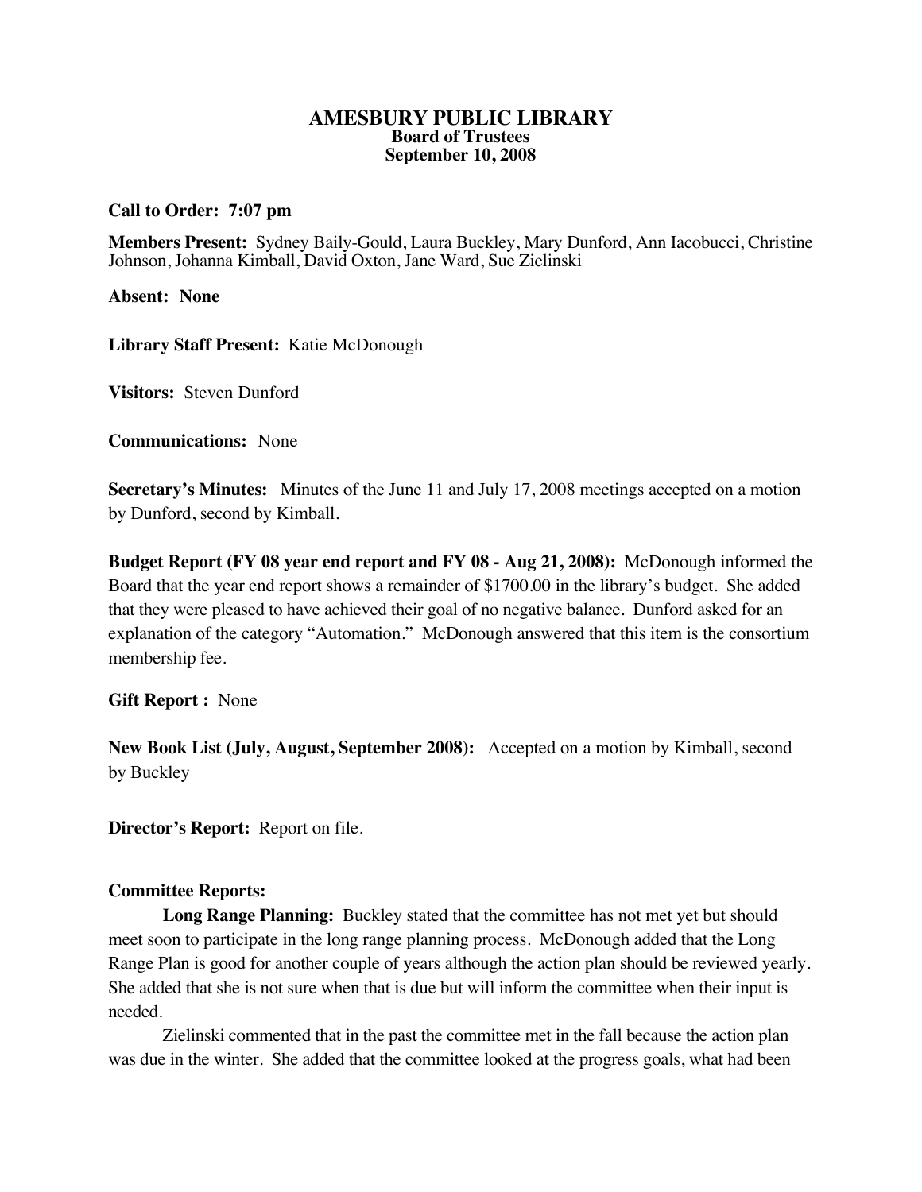# AMESBURY PUBLIC LIBRARY
## Board of Trustees
## September 10, 2008

**Call to Order: 7:07 pm**

**Members Present:** Sydney Baily-Gould, Laura Buckley, Mary Dunford, Ann Iacobucci, Christine Johnson, Johanna Kimball, David Oxton, Jane Ward, Sue Zielinski

**Absent: None**

**Library Staff Present:** Katie McDonough

**Visitors:** Steven Dunford

**Communications:** None

**Secretary's Minutes:** Minutes of the June 11 and July 17, 2008 meetings accepted on a motion by Dunford, second by Kimball.

**Budget Report (FY 08 year end report and FY 08 - Aug 21, 2008):** McDonough informed the Board that the year end report shows a remainder of $1700.00 in the library's budget. She added that they were pleased to have achieved their goal of no negative balance. Dunford asked for an explanation of the category "Automation." McDonough answered that this item is the consortium membership fee.

**Gift Report :** None

**New Book List (July, August, September 2008):** Accepted on a motion by Kimball, second by Buckley

**Director's Report:** Report on file.

**Committee Reports:**

**Long Range Planning:** Buckley stated that the committee has not met yet but should meet soon to participate in the long range planning process. McDonough added that the Long Range Plan is good for another couple of years although the action plan should be reviewed yearly. She added that she is not sure when that is due but will inform the committee when their input is needed.

Zielinski commented that in the past the committee met in the fall because the action plan was due in the winter. She added that the committee looked at the progress goals, what had been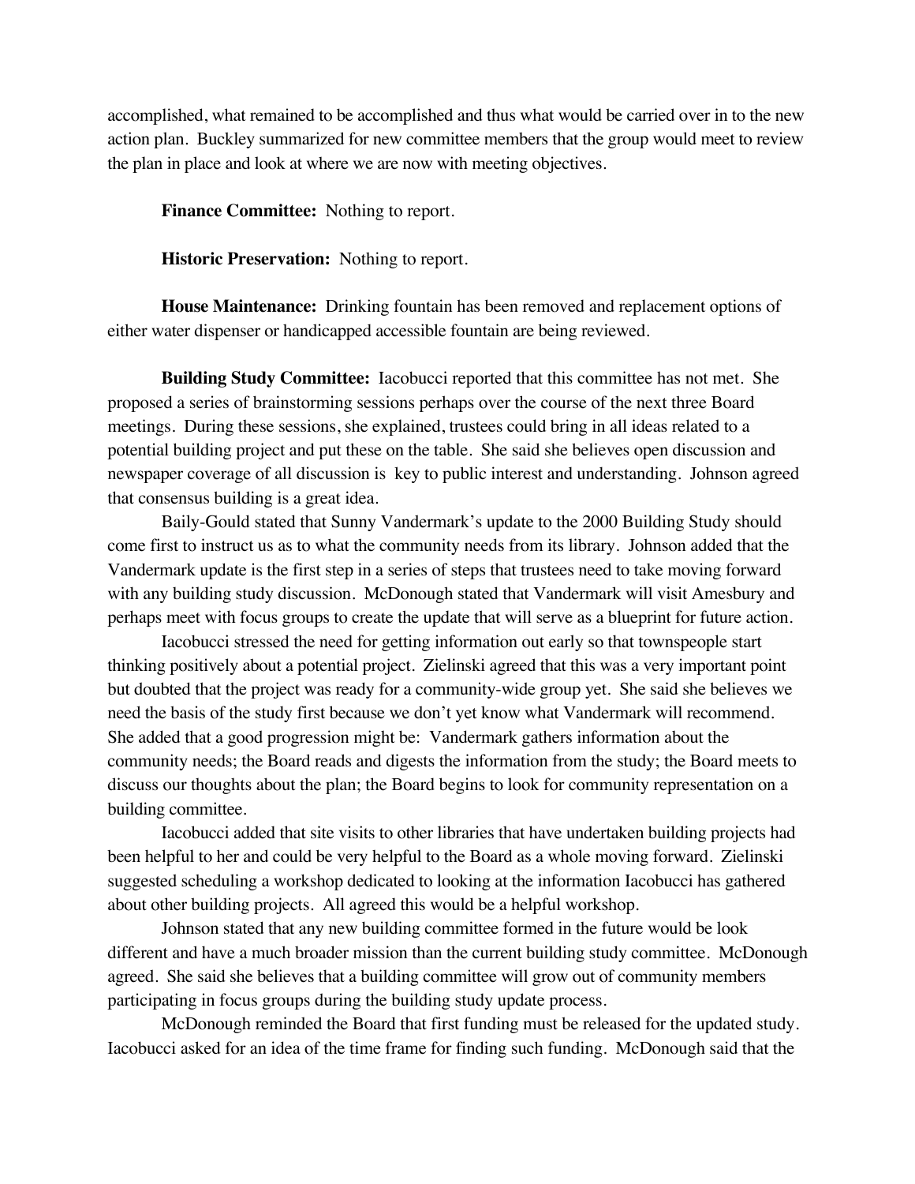accomplished, what remained to be accomplished and thus what would be carried over in to the new action plan. Buckley summarized for new committee members that the group would meet to review the plan in place and look at where we are now with meeting objectives.

**Finance Committee:** Nothing to report.

**Historic Preservation:** Nothing to report.

**House Maintenance:** Drinking fountain has been removed and replacement options of either water dispenser or handicapped accessible fountain are being reviewed.

**Building Study Committee:** Iacobucci reported that this committee has not met. She proposed a series of brainstorming sessions perhaps over the course of the next three Board meetings. During these sessions, she explained, trustees could bring in all ideas related to a potential building project and put these on the table. She said she believes open discussion and newspaper coverage of all discussion is key to public interest and understanding. Johnson agreed that consensus building is a great idea.

Baily-Gould stated that Sunny Vandermark's update to the 2000 Building Study should come first to instruct us as to what the community needs from its library. Johnson added that the Vandermark update is the first step in a series of steps that trustees need to take moving forward with any building study discussion. McDonough stated that Vandermark will visit Amesbury and perhaps meet with focus groups to create the update that will serve as a blueprint for future action.

Iacobucci stressed the need for getting information out early so that townspeople start thinking positively about a potential project. Zielinski agreed that this was a very important point but doubted that the project was ready for a community-wide group yet. She said she believes we need the basis of the study first because we don't yet know what Vandermark will recommend. She added that a good progression might be: Vandermark gathers information about the community needs; the Board reads and digests the information from the study; the Board meets to discuss our thoughts about the plan; the Board begins to look for community representation on a building committee.

Iacobucci added that site visits to other libraries that have undertaken building projects had been helpful to her and could be very helpful to the Board as a whole moving forward. Zielinski suggested scheduling a workshop dedicated to looking at the information Iacobucci has gathered about other building projects. All agreed this would be a helpful workshop.

Johnson stated that any new building committee formed in the future would be look different and have a much broader mission than the current building study committee. McDonough agreed. She said she believes that a building committee will grow out of community members participating in focus groups during the building study update process.

McDonough reminded the Board that first funding must be released for the updated study. Iacobucci asked for an idea of the time frame for finding such funding. McDonough said that the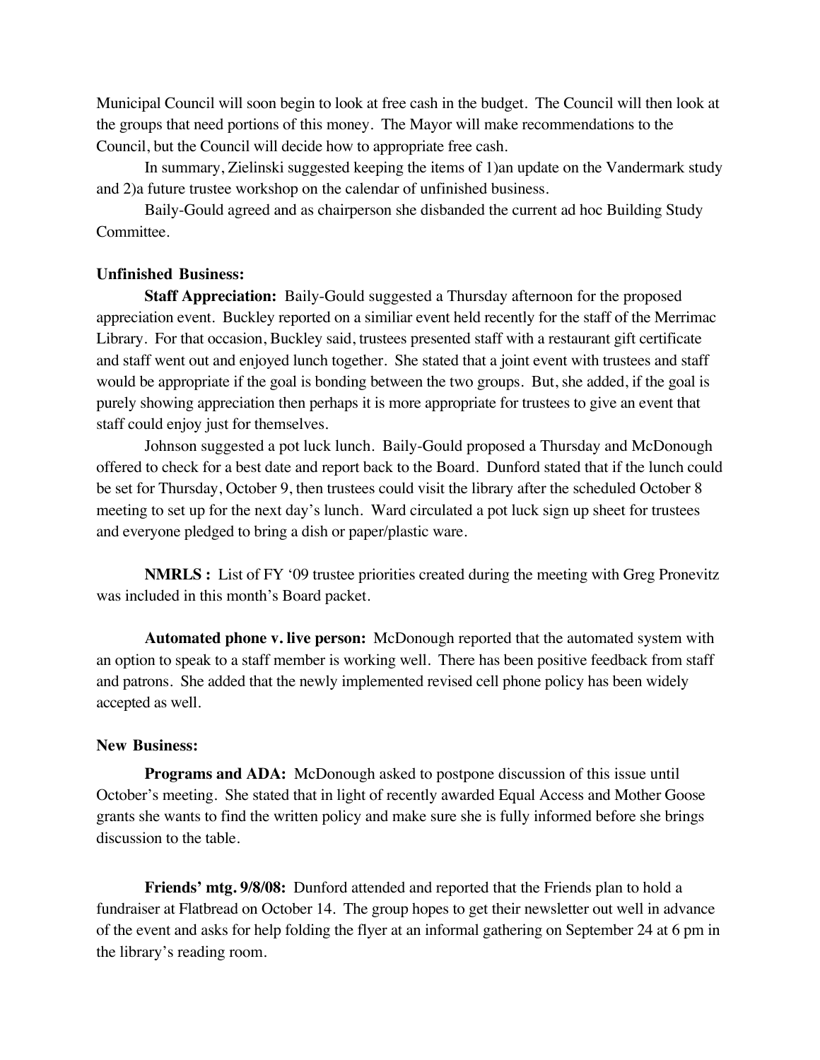Municipal Council will soon begin to look at free cash in the budget. The Council will then look at the groups that need portions of this money. The Mayor will make recommendations to the Council, but the Council will decide how to appropriate free cash.

In summary, Zielinski suggested keeping the items of 1)an update on the Vandermark study and 2)a future trustee workshop on the calendar of unfinished business.

Baily-Gould agreed and as chairperson she disbanded the current ad hoc Building Study Committee.

**Unfinished Business:**

**Staff Appreciation:** Baily-Gould suggested a Thursday afternoon for the proposed appreciation event. Buckley reported on a similiar event held recently for the staff of the Merrimac Library. For that occasion, Buckley said, trustees presented staff with a restaurant gift certificate and staff went out and enjoyed lunch together. She stated that a joint event with trustees and staff would be appropriate if the goal is bonding between the two groups. But, she added, if the goal is purely showing appreciation then perhaps it is more appropriate for trustees to give an event that staff could enjoy just for themselves.

Johnson suggested a pot luck lunch. Baily-Gould proposed a Thursday and McDonough offered to check for a best date and report back to the Board. Dunford stated that if the lunch could be set for Thursday, October 9, then trustees could visit the library after the scheduled October 8 meeting to set up for the next day's lunch. Ward circulated a pot luck sign up sheet for trustees and everyone pledged to bring a dish or paper/plastic ware.

**NMRLS :** List of FY '09 trustee priorities created during the meeting with Greg Pronevitz was included in this month's Board packet.

**Automated phone v. live person:** McDonough reported that the automated system with an option to speak to a staff member is working well. There has been positive feedback from staff and patrons. She added that the newly implemented revised cell phone policy has been widely accepted as well.

**New Business:**

**Programs and ADA:** McDonough asked to postpone discussion of this issue until October's meeting. She stated that in light of recently awarded Equal Access and Mother Goose grants she wants to find the written policy and make sure she is fully informed before she brings discussion to the table.

**Friends' mtg. 9/8/08:** Dunford attended and reported that the Friends plan to hold a fundraiser at Flatbread on October 14. The group hopes to get their newsletter out well in advance of the event and asks for help folding the flyer at an informal gathering on September 24 at 6 pm in the library's reading room.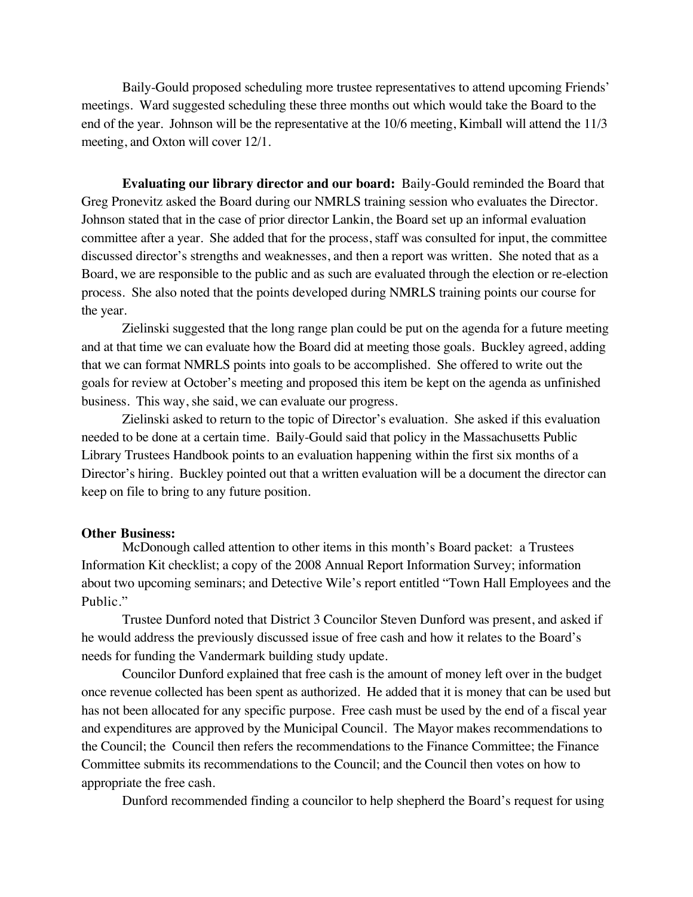Baily-Gould proposed scheduling more trustee representatives to attend upcoming Friends' meetings. Ward suggested scheduling these three months out which would take the Board to the end of the year. Johnson will be the representative at the 10/6 meeting, Kimball will attend the 11/3 meeting, and Oxton will cover 12/1.

**Evaluating our library director and our board:** Baily-Gould reminded the Board that Greg Pronevitz asked the Board during our NMRLS training session who evaluates the Director. Johnson stated that in the case of prior director Lankin, the Board set up an informal evaluation committee after a year. She added that for the process, staff was consulted for input, the committee discussed director's strengths and weaknesses, and then a report was written. She noted that as a Board, we are responsible to the public and as such are evaluated through the election or re-election process. She also noted that the points developed during NMRLS training points our course for the year.

Zielinski suggested that the long range plan could be put on the agenda for a future meeting and at that time we can evaluate how the Board did at meeting those goals. Buckley agreed, adding that we can format NMRLS points into goals to be accomplished. She offered to write out the goals for review at October's meeting and proposed this item be kept on the agenda as unfinished business. This way, she said, we can evaluate our progress.

Zielinski asked to return to the topic of Director's evaluation. She asked if this evaluation needed to be done at a certain time. Baily-Gould said that policy in the Massachusetts Public Library Trustees Handbook points to an evaluation happening within the first six months of a Director's hiring. Buckley pointed out that a written evaluation will be a document the director can keep on file to bring to any future position.

**Other Business:**

McDonough called attention to other items in this month's Board packet: a Trustees Information Kit checklist; a copy of the 2008 Annual Report Information Survey; information about two upcoming seminars; and Detective Wile's report entitled "Town Hall Employees and the Public."

Trustee Dunford noted that District 3 Councilor Steven Dunford was present, and asked if he would address the previously discussed issue of free cash and how it relates to the Board's needs for funding the Vandermark building study update.

Councilor Dunford explained that free cash is the amount of money left over in the budget once revenue collected has been spent as authorized. He added that it is money that can be used but has not been allocated for any specific purpose. Free cash must be used by the end of a fiscal year and expenditures are approved by the Municipal Council. The Mayor makes recommendations to the Council; the Council then refers the recommendations to the Finance Committee; the Finance Committee submits its recommendations to the Council; and the Council then votes on how to appropriate the free cash.

Dunford recommended finding a councilor to help shepherd the Board's request for using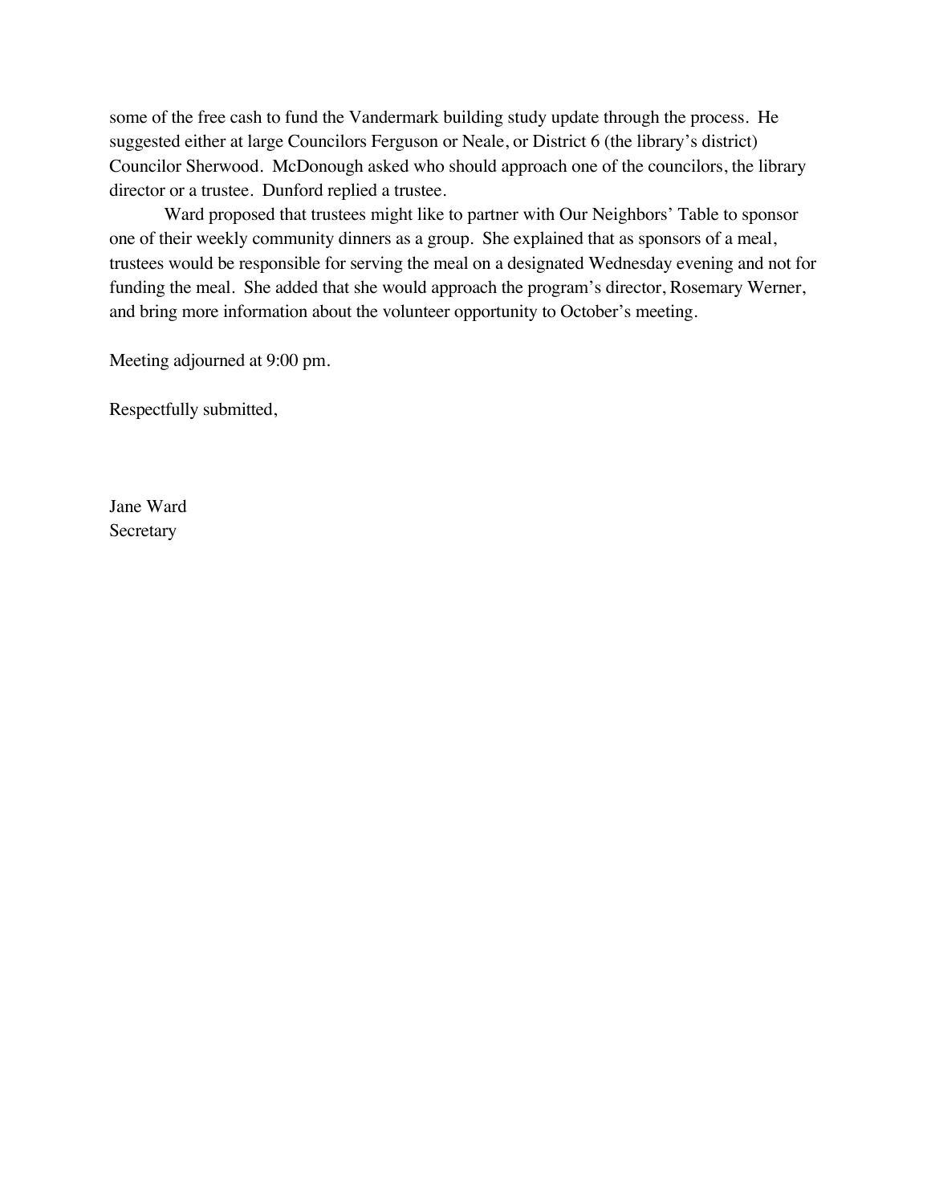some of the free cash to fund the Vandermark building study update through the process. He suggested either at large Councilors Ferguson or Neale, or District 6 (the library's district) Councilor Sherwood. McDonough asked who should approach one of the councilors, the library director or a trustee. Dunford replied a trustee.

Ward proposed that trustees might like to partner with Our Neighbors' Table to sponsor one of their weekly community dinners as a group. She explained that as sponsors of a meal, trustees would be responsible for serving the meal on a designated Wednesday evening and not for funding the meal. She added that she would approach the program's director, Rosemary Werner, and bring more information about the volunteer opportunity to October's meeting.

Meeting adjourned at 9:00 pm.

Respectfully submitted,

Jane Ward
Secretary